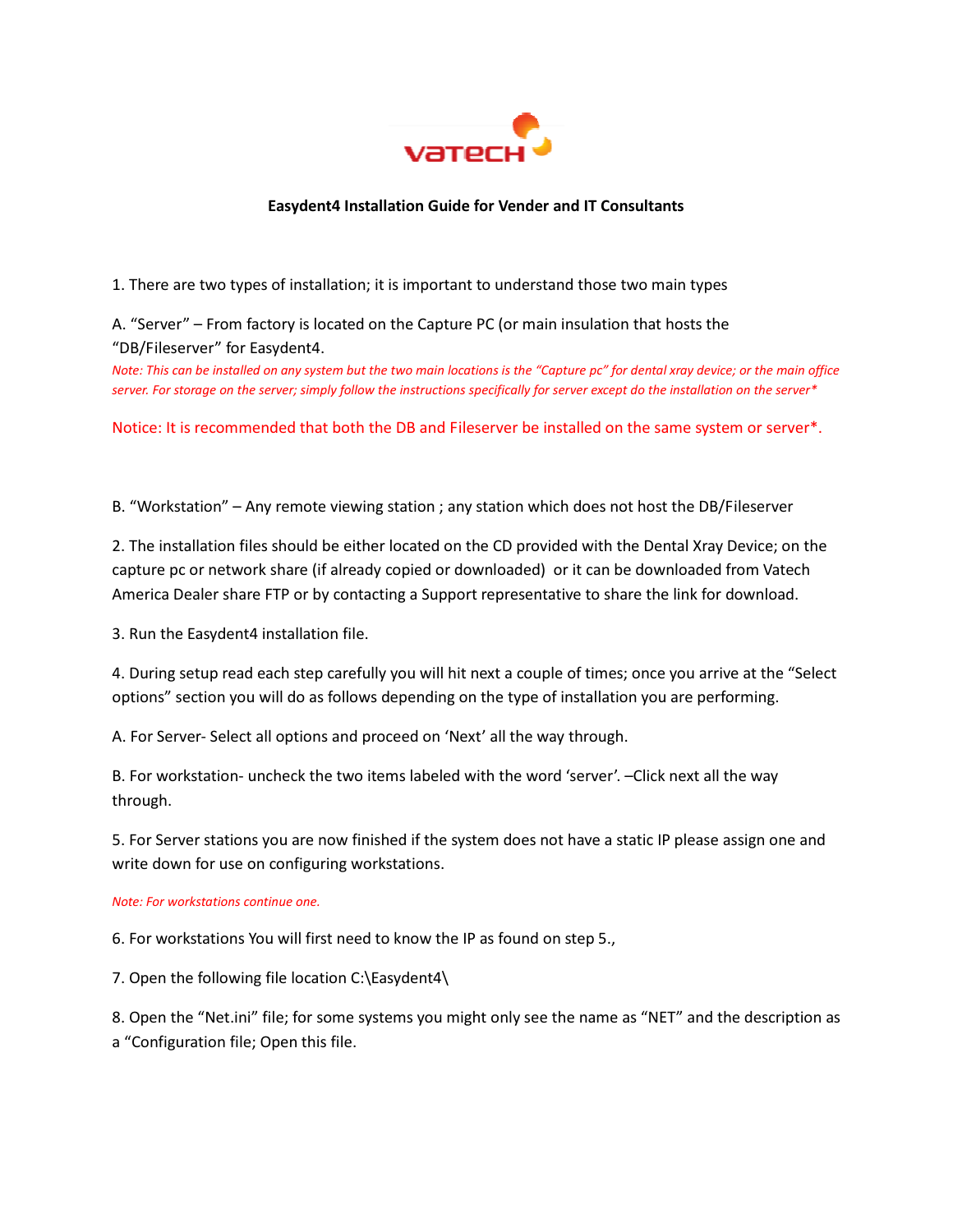VaTECH

**Easydent4 Installation Guide for Vender and IT Consultants**

1. There are two types of installation; it is important to understand those two main types

A. "Server" – From factory is located on the Capture PC (or main insulation that hosts the "DB/Fileserver" for Easydent4.

*Note: This can be installed on any system but the two main locations is the "Capture pc" for dental xray device; or the main office server. For storage on the server; simply follow the instructions specifically for server except do the installation on the server**

Notice: It is recommended that both the DB and Fileserver be installed on the same system or server*.

B. "Workstation" – Any remote viewing station ; any station which does not host the DB/Fileserver

2. The installation files should be either located on the CD provided with the Dental Xray Device; on the capture pc or network share (if already copied or downloaded) or it can be downloaded from Vatech America Dealer share FTP or by contacting a Support representative to share the link for download.

3. Run the Easydent4 installation file.

4. During setup read each step carefully you will hit next a couple of times; once you arrive at the "Select options" section you will do as follows depending on the type of installation you are performing.

A. For Server- Select all options and proceed on 'Next' all the way through.

B. For workstation- uncheck the two items labeled with the word 'server'. –Click next all the way through.

5. For Server stations you are now finished if the system does not have a static IP please assign one and write down for use on configuring workstations.

*Note: For workstations continue one.*

6. For workstations You will first need to know the IP as found on step 5.,

7. Open the following file location C:\Easydent4\

8. Open the "Net.ini" file; for some systems you might only see the name as "NET" and the description as a "Configuration file; Open this file.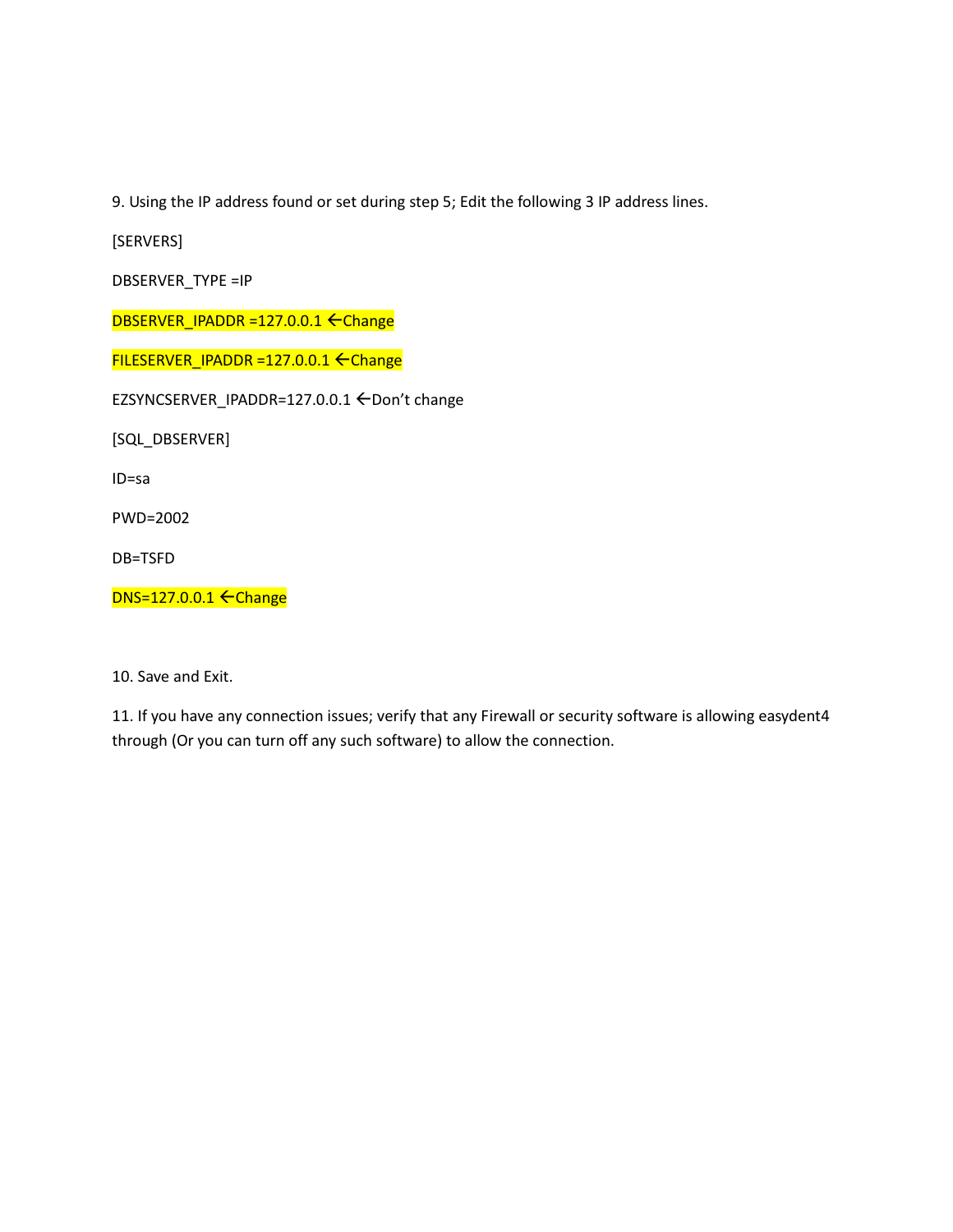9. Using the IP address found or set during step 5; Edit the following 3 IP address lines.

[SERVERS]

DBSERVER_TYPE =IP

DBSERVER_IPADDR =127.0.0.1 ←Change

FILESERVER_IPADDR =127.0.0.1 ←Change

EZSYNCSERVER_IPADDR=127.0.0.1 ←Don't change

[SQL_DBSERVER]

ID=sa

PWD=2002

DB=TSFD

DNS=127.0.0.1 ←Change

10. Save and Exit.

11. If you have any connection issues; verify that any Firewall or security software is allowing easydent4 through (Or you can turn off any such software) to allow the connection.